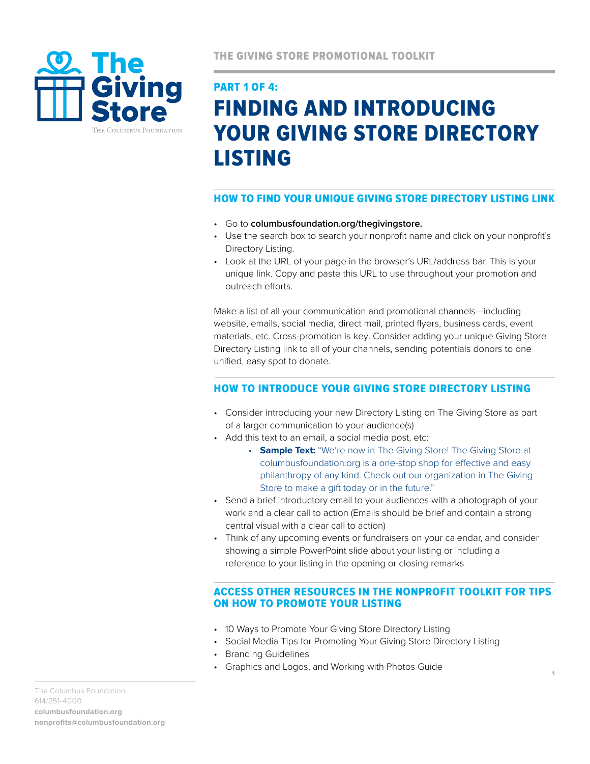THE GIVING STORE PROMOTIONAL TOOLKIT

## PART 1 OF 4:

# FINDING AND INTRODUCING YOUR GIVING STORE DIRECTORY LISTING

## HOW TO FIND YOUR UNIQUE GIVING STORE DIRECTORY LISTING LINK

- Go to **columbusfoundation.org/thegivingstore.**
- Use the search box to search your nonprofit name and click on your nonprofit's Directory Listing.
- Look at the URL of your page in the browser's URL/address bar. This is your unique link. Copy and paste this URL to use throughout your promotion and outreach efforts.

Make a list of all your communication and promotional channels—including website, emails, social media, direct mail, printed flyers, business cards, event materials, etc. Cross-promotion is key. Consider adding your unique Giving Store Directory Listing link to all of your channels, sending potentials donors to one unified, easy spot to donate.

## HOW TO INTRODUCE YOUR GIVING STORE DIRECTORY LISTING

- Consider introducing your new Directory Listing on The Giving Store as part of a larger communication to your audience(s)
- Add this text to an email, a social media post, etc:
    - **Sample Text:** "We're now in The Giving Store! The Giving Store at columbusfoundation.org is a one-stop shop for effective and easy philanthropy of any kind. Check out our organization in The Giving Store to make a gift today or in the future."
- Send a brief introductory email to your audiences with a photograph of your work and a clear call to action (Emails should be brief and contain a strong central visual with a clear call to action)
- Think of any upcoming events or fundraisers on your calendar, and consider showing a simple PowerPoint slide about your listing or including a reference to your listing in the opening or closing remarks

## ACCESS OTHER RESOURCES IN THE NONPROFIT TOOLKIT FOR TIPS ON HOW TO PROMOTE YOUR LISTING

- 10 Ways to Promote Your Giving Store Directory Listing
- Social Media Tips for Promoting Your Giving Store Directory Listing
- Branding Guidelines
- Graphics and Logos, and Working with Photos Guide

The Columbus Foundation
614/251-4000
**columbusfoundation.org**
**nonprofits@columbusfoundation.org**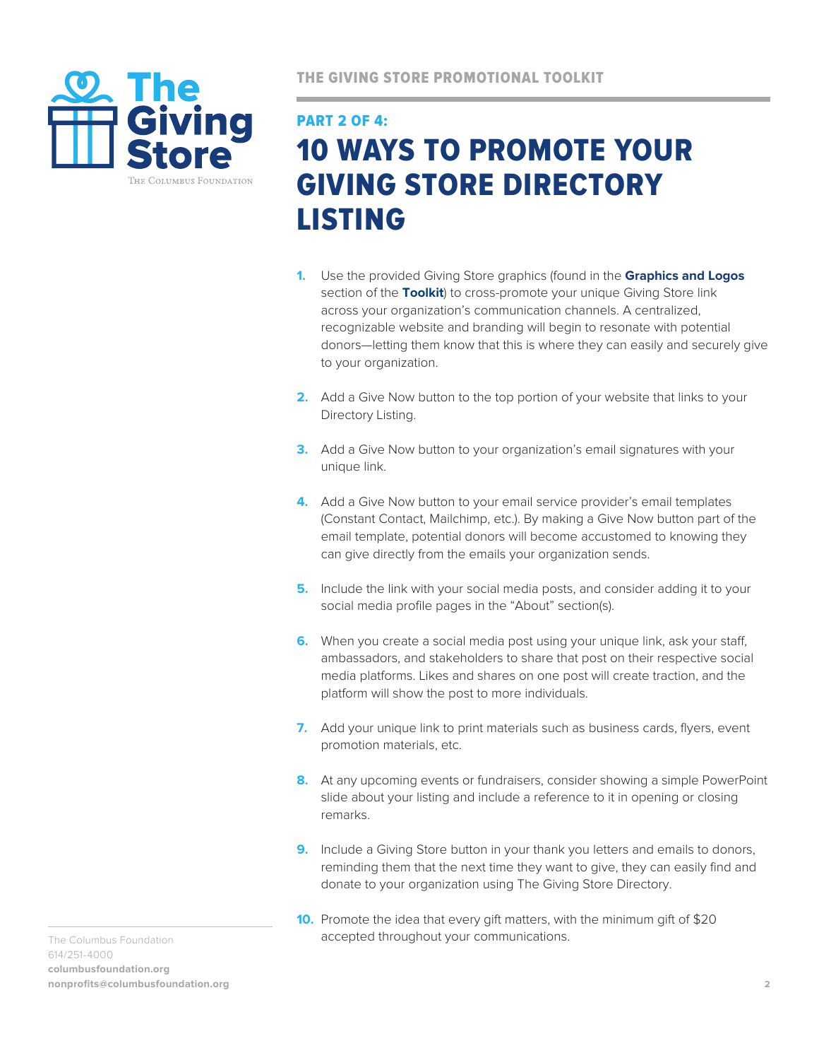THE GIVING STORE PROMOTIONAL TOOLKIT

## PART 2 OF 4:

# 10 WAYS TO PROMOTE YOUR GIVING STORE DIRECTORY LISTING

1. Use the provided Giving Store graphics (found in the **Graphics and Logos** section of the **Toolkit**) to cross-promote your unique Giving Store link across your organization's communication channels. A centralized, recognizable website and branding will begin to resonate with potential donors—letting them know that this is where they can easily and securely give to your organization.

2. Add a Give Now button to the top portion of your website that links to your Directory Listing.

3. Add a Give Now button to your organization's email signatures with your unique link.

4. Add a Give Now button to your email service provider's email templates (Constant Contact, Mailchimp, etc.). By making a Give Now button part of the email template, potential donors will become accustomed to knowing they can give directly from the emails your organization sends.

5. Include the link with your social media posts, and consider adding it to your social media profile pages in the "About" section(s).

6. When you create a social media post using your unique link, ask your staff, ambassadors, and stakeholders to share that post on their respective social media platforms. Likes and shares on one post will create traction, and the platform will show the post to more individuals.

7. Add your unique link to print materials such as business cards, flyers, event promotion materials, etc.

8. At any upcoming events or fundraisers, consider showing a simple PowerPoint slide about your listing and include a reference to it in opening or closing remarks.

9. Include a Giving Store button in your thank you letters and emails to donors, reminding them that the next time they want to give, they can easily find and donate to your organization using The Giving Store Directory.

10. Promote the idea that every gift matters, with the minimum gift of $20 accepted throughout your communications.

The Columbus Foundation
614/251-4000
**columbusfoundation.org**
**nonprofits@columbusfoundation.org**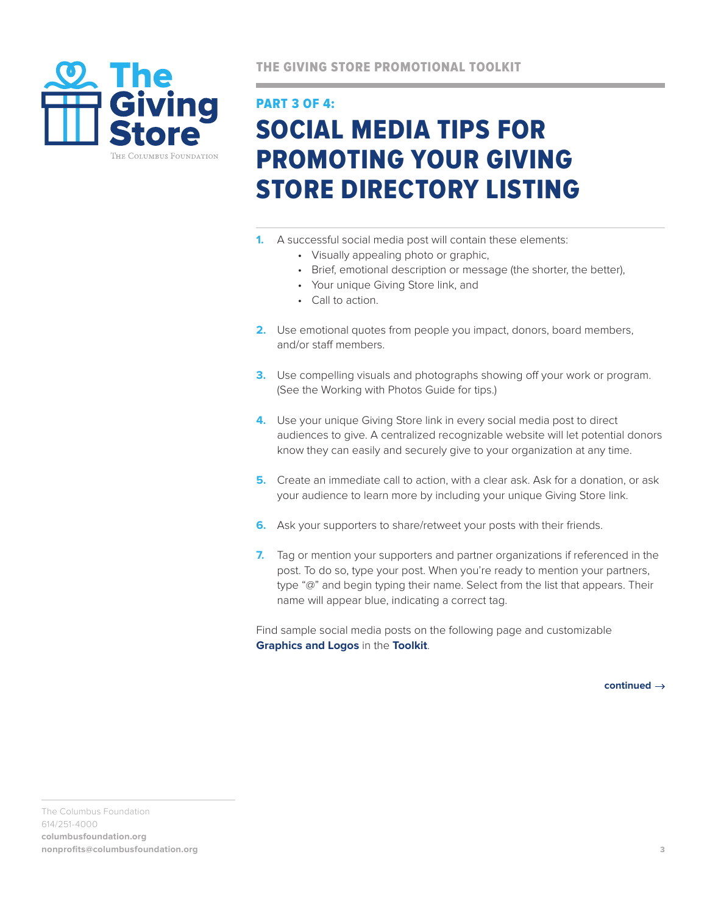THE GIVING STORE PROMOTIONAL TOOLKIT

**PART 3 OF 4:**

# SOCIAL MEDIA TIPS FOR PROMOTING YOUR GIVING STORE DIRECTORY LISTING

1. A successful social media post will contain these elements:
    - Visually appealing photo or graphic,
    - Brief, emotional description or message (the shorter, the better),
    - Your unique Giving Store link, and
    - Call to action.
2. Use emotional quotes from people you impact, donors, board members, and/or staff members.
3. Use compelling visuals and photographs showing off your work or program. (See the Working with Photos Guide for tips.)
4. Use your unique Giving Store link in every social media post to direct audiences to give. A centralized recognizable website will let potential donors know they can easily and securely give to your organization at any time.
5. Create an immediate call to action, with a clear ask. Ask for a donation, or ask your audience to learn more by including your unique Giving Store link.
6. Ask your supporters to share/retweet your posts with their friends.
7. Tag or mention your supporters and partner organizations if referenced in the post. To do so, type your post. When you're ready to mention your partners, type "@" and begin typing their name. Select from the list that appears. Their name will appear blue, indicating a correct tag.

Find sample social media posts on the following page and customizable **Graphics and Logos** in the **Toolkit**.

**continued →**

The Columbus Foundation
614/251-4000
**columbusfoundation.org**
**nonprofits@columbusfoundation.org**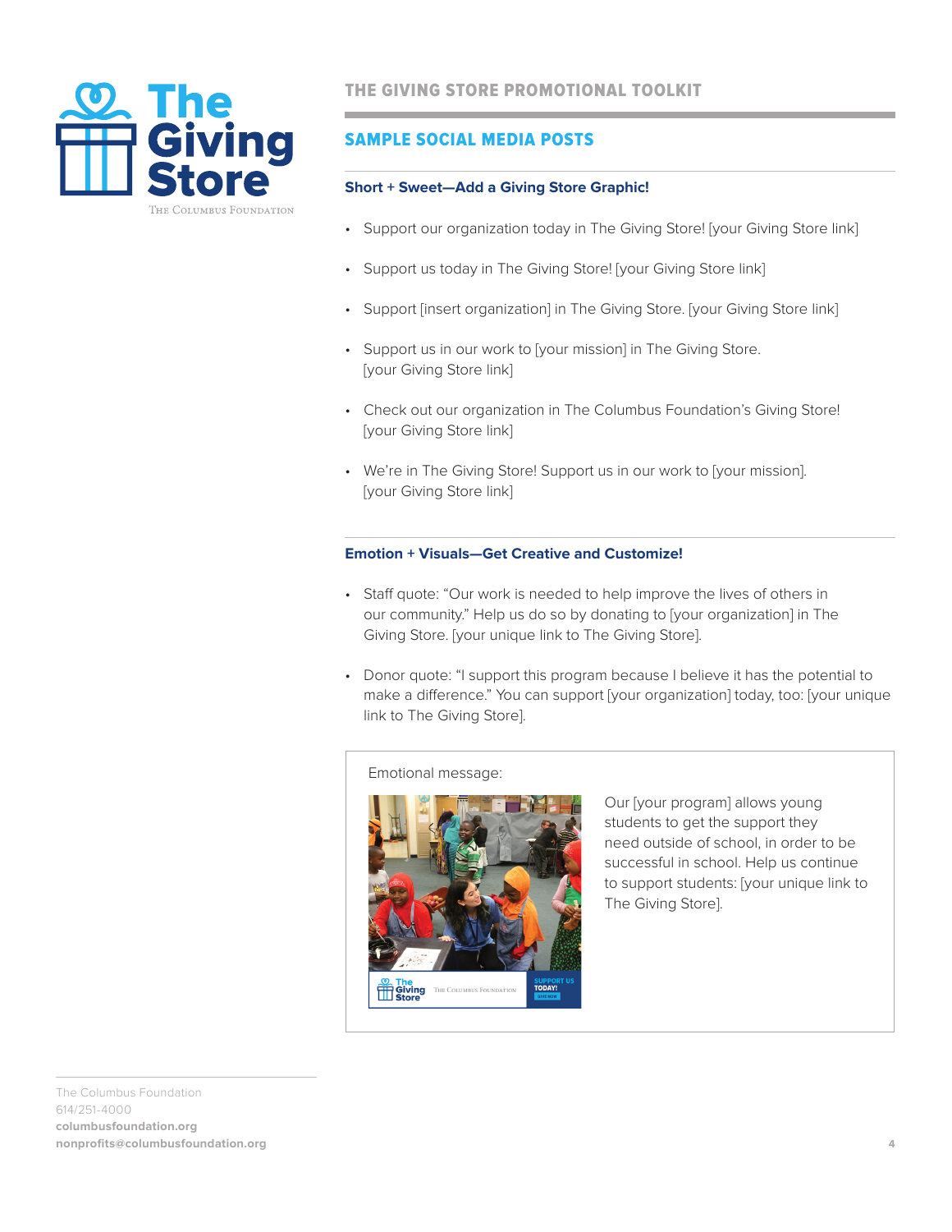# THE GIVING STORE PROMOTIONAL TOOLKIT

## SAMPLE SOCIAL MEDIA POSTS

### Short + Sweet—Add a Giving Store Graphic!

- Support our organization today in The Giving Store! [your Giving Store link]
- Support us today in The Giving Store! [your Giving Store link]
- Support [insert organization] in The Giving Store. [your Giving Store link]
- Support us in our work to [your mission] in The Giving Store. [your Giving Store link]
- Check out our organization in The Columbus Foundation's Giving Store! [your Giving Store link]
- We're in The Giving Store! Support us in our work to [your mission]. [your Giving Store link]

### Emotion + Visuals—Get Creative and Customize!

- Staff quote: "Our work is needed to help improve the lives of others in our community." Help us do so by donating to [your organization] in The Giving Store. [your unique link to The Giving Store].
- Donor quote: "I support this program because I believe it has the potential to make a difference." You can support [your organization] today, too: [your unique link to The Giving Store].

Emotional message:

Our [your program] allows young students to get the support they need outside of school, in order to be successful in school. Help us continue to support students: [your unique link to The Giving Store].

The Columbus Foundation
614/251-4000
**columbusfoundation.org**
**nonprofits@columbusfoundation.org**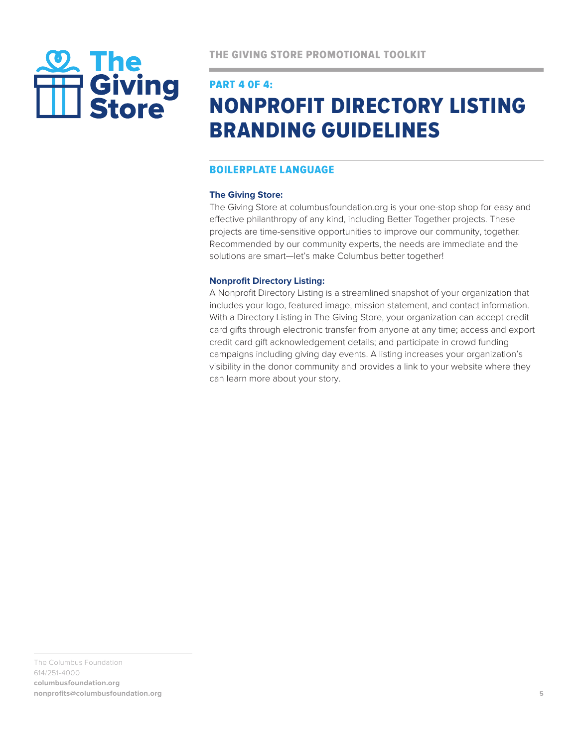# PART 4 OF 4:
# NONPROFIT DIRECTORY LISTING BRANDING GUIDELINES

## BOILERPLATE LANGUAGE

**The Giving Store:**
The Giving Store at columbusfoundation.org is your one-stop shop for easy and effective philanthropy of any kind, including Better Together projects. These projects are time-sensitive opportunities to improve our community, together. Recommended by our community experts, the needs are immediate and the solutions are smart—let's make Columbus better together!

**Nonprofit Directory Listing:**
A Nonprofit Directory Listing is a streamlined snapshot of your organization that includes your logo, featured image, mission statement, and contact information. With a Directory Listing in The Giving Store, your organization can accept credit card gifts through electronic transfer from anyone at any time; access and export credit card gift acknowledgement details; and participate in crowd funding campaigns including giving day events. A listing increases your organization's visibility in the donor community and provides a link to your website where they can learn more about your story.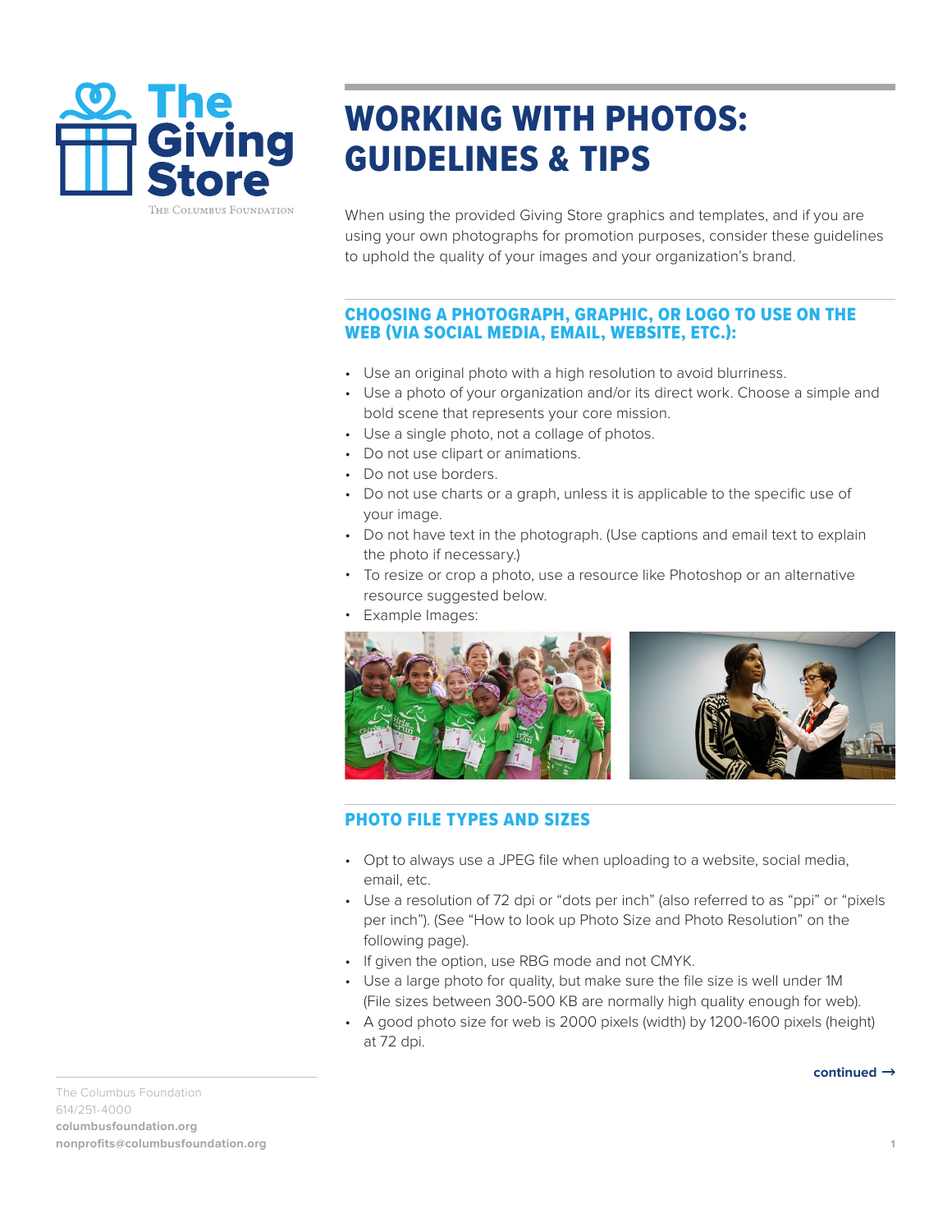# WORKING WITH PHOTOS: GUIDELINES & TIPS

When using the provided Giving Store graphics and templates, and if you are using your own photographs for promotion purposes, consider these guidelines to uphold the quality of your images and your organization's brand.

## CHOOSING A PHOTOGRAPH, GRAPHIC, OR LOGO TO USE ON THE WEB (VIA SOCIAL MEDIA, EMAIL, WEBSITE, ETC.):

- Use an original photo with a high resolution to avoid blurriness.
- Use a photo of your organization and/or its direct work. Choose a simple and bold scene that represents your core mission.
- Use a single photo, not a collage of photos.
- Do not use clipart or animations.
- Do not use borders.
- Do not use charts or a graph, unless it is applicable to the specific use of your image.
- Do not have text in the photograph. (Use captions and email text to explain the photo if necessary.)
- To resize or crop a photo, use a resource like Photoshop or an alternative resource suggested below.
- Example Images:

## PHOTO FILE TYPES AND SIZES

- Opt to always use a JPEG file when uploading to a website, social media, email, etc.
- Use a resolution of 72 dpi or "dots per inch" (also referred to as "ppi" or "pixels per inch"). (See "How to look up Photo Size and Photo Resolution" on the following page).
- If given the option, use RBG mode and not CMYK.
- Use a large photo for quality, but make sure the file size is well under 1M (File sizes between 300-500 KB are normally high quality enough for web).
- A good photo size for web is 2000 pixels (width) by 1200-1600 pixels (height) at 72 dpi.

**continued →**

The Columbus Foundation
614/251-4000
**columbusfoundation.org**
**nonprofits@columbusfoundation.org**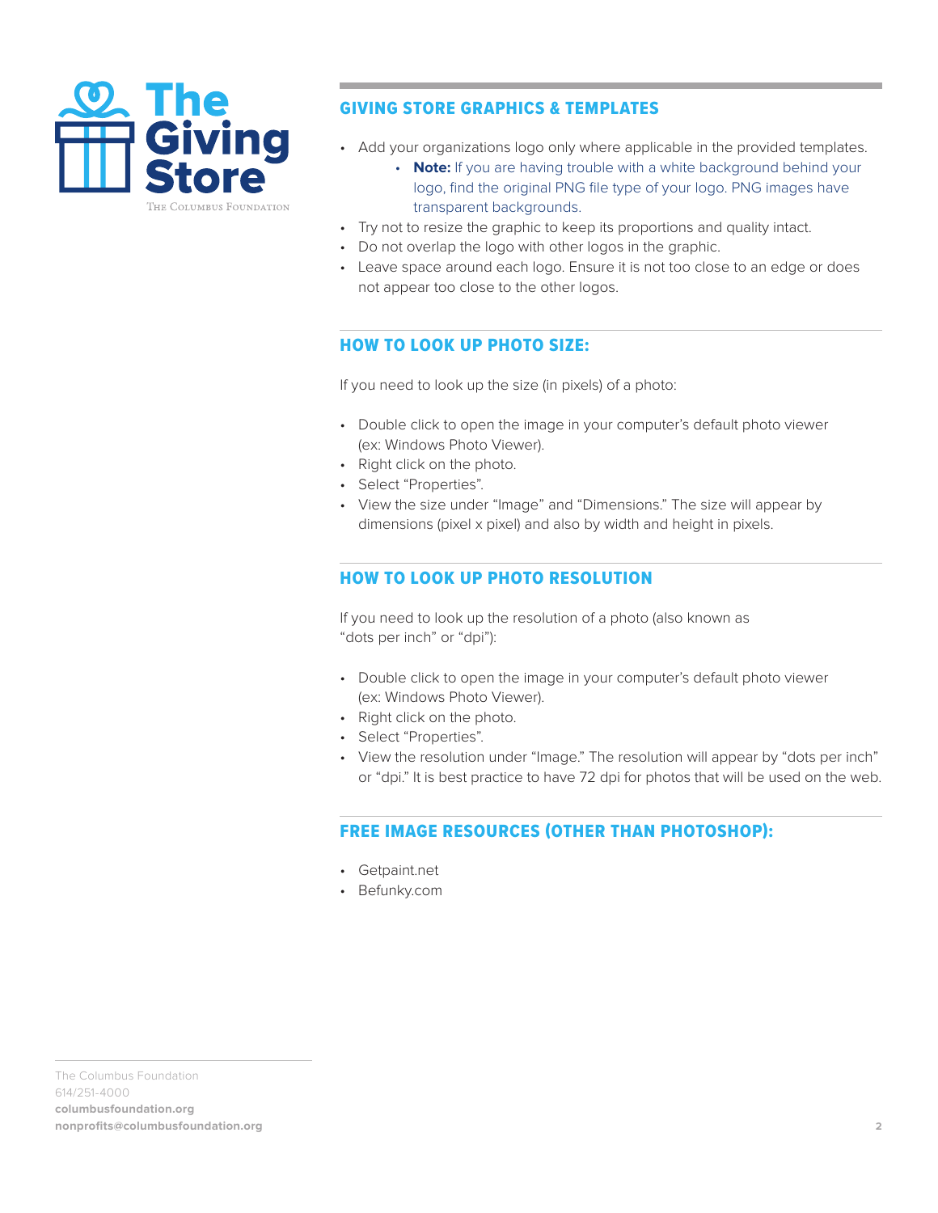## GIVING STORE GRAPHICS & TEMPLATES

- Add your organizations logo only where applicable in the provided templates.
  - **Note:** If you are having trouble with a white background behind your logo, find the original PNG file type of your logo. PNG images have transparent backgrounds.
- Try not to resize the graphic to keep its proportions and quality intact.
- Do not overlap the logo with other logos in the graphic.
- Leave space around each logo. Ensure it is not too close to an edge or does not appear too close to the other logos.

## HOW TO LOOK UP PHOTO SIZE:

If you need to look up the size (in pixels) of a photo:

- Double click to open the image in your computer's default photo viewer (ex: Windows Photo Viewer).
- Right click on the photo.
- Select "Properties".
- View the size under "Image" and "Dimensions." The size will appear by dimensions (pixel x pixel) and also by width and height in pixels.

## HOW TO LOOK UP PHOTO RESOLUTION

If you need to look up the resolution of a photo (also known as "dots per inch" or "dpi"):

- Double click to open the image in your computer's default photo viewer (ex: Windows Photo Viewer).
- Right click on the photo.
- Select "Properties".
- View the resolution under "Image." The resolution will appear by "dots per inch" or "dpi." It is best practice to have 72 dpi for photos that will be used on the web.

## FREE IMAGE RESOURCES (OTHER THAN PHOTOSHOP):

- Getpaint.net
- Befunky.com

The Columbus Foundation
614/251-4000
**columbusfoundation.org**
**nonprofits@columbusfoundation.org**